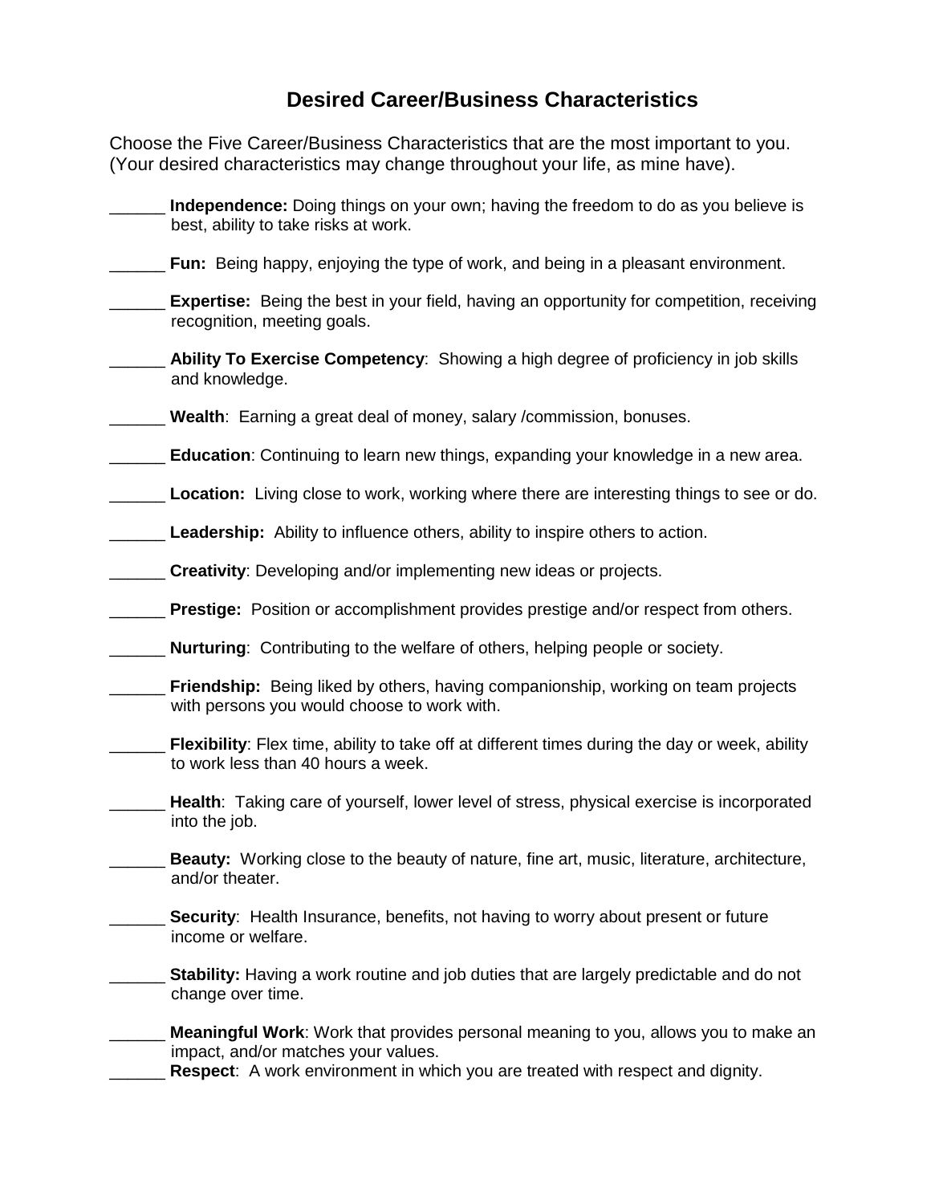# Desired Career/Business Characteristics

Choose the Five Career/Business Characteristics that are the most important to you. (Your desired characteristics may change throughout your life, as mine have).

______ **Independence:** Doing things on your own; having the freedom to do as you believe is best, ability to take risks at work.

______ **Fun:** Being happy, enjoying the type of work, and being in a pleasant environment.

______ **Expertise:** Being the best in your field, having an opportunity for competition, receiving recognition, meeting goals.

______ **Ability To Exercise Competency**: Showing a high degree of proficiency in job skills and knowledge.

______ **Wealth**: Earning a great deal of money, salary /commission, bonuses.

______ **Education**: Continuing to learn new things, expanding your knowledge in a new area.

______ **Location:** Living close to work, working where there are interesting things to see or do.

______ **Leadership:** Ability to influence others, ability to inspire others to action.

______ **Creativity**: Developing and/or implementing new ideas or projects.

______ **Prestige:** Position or accomplishment provides prestige and/or respect from others.

______ **Nurturing**: Contributing to the welfare of others, helping people or society.

______ **Friendship:** Being liked by others, having companionship, working on team projects with persons you would choose to work with.

______ **Flexibility**: Flex time, ability to take off at different times during the day or week, ability to work less than 40 hours a week.

______ **Health**: Taking care of yourself, lower level of stress, physical exercise is incorporated into the job.

______ **Beauty:** Working close to the beauty of nature, fine art, music, literature, architecture, and/or theater.

______ **Security**: Health Insurance, benefits, not having to worry about present or future income or welfare.

______ **Stability:** Having a work routine and job duties that are largely predictable and do not change over time.

______ **Meaningful Work**: Work that provides personal meaning to you, allows you to make an impact, and/or matches your values.

______ **Respect**: A work environment in which you are treated with respect and dignity.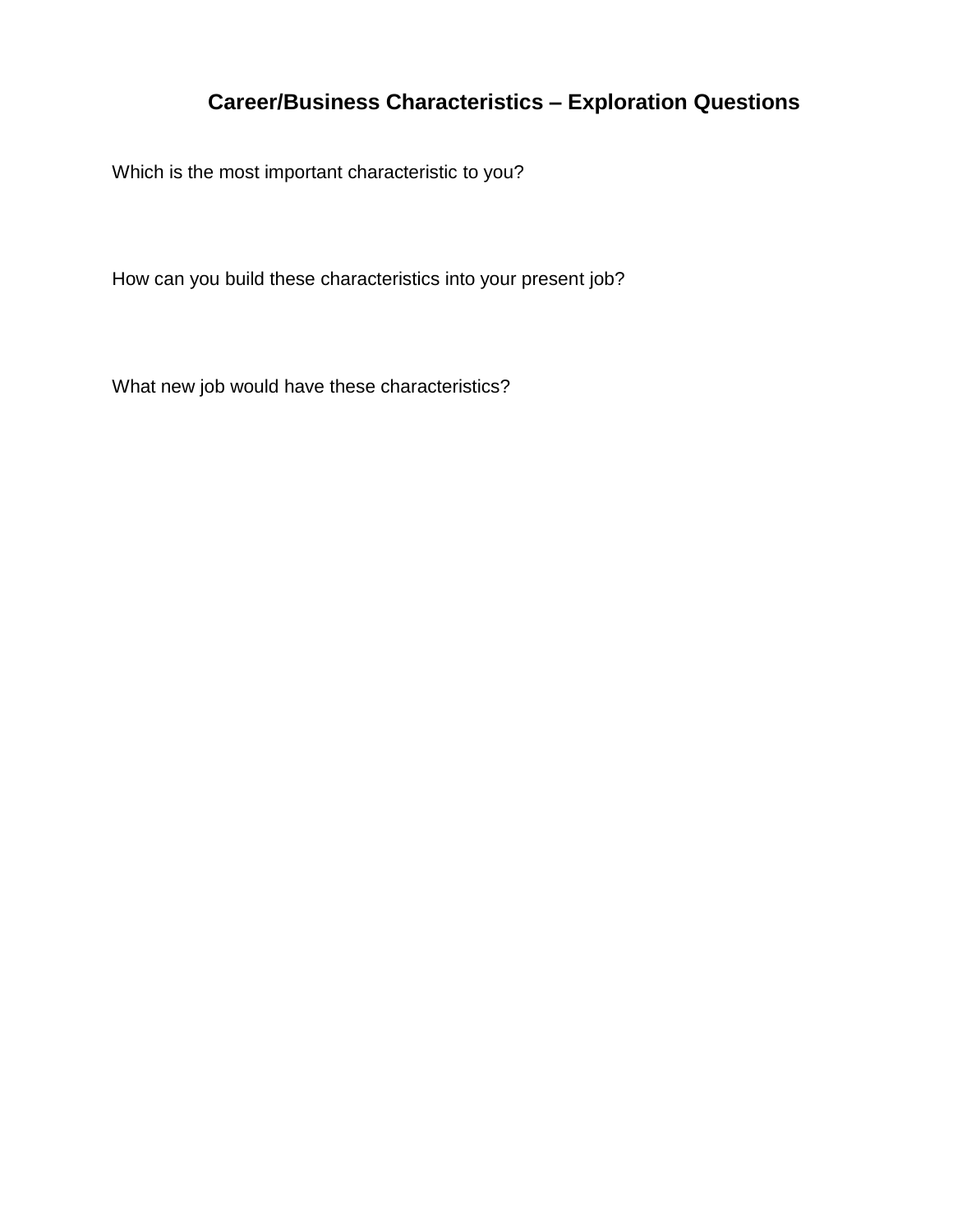# Career/Business Characteristics – Exploration Questions

Which is the most important characteristic to you?

How can you build these characteristics into your present job?

What new job would have these characteristics?